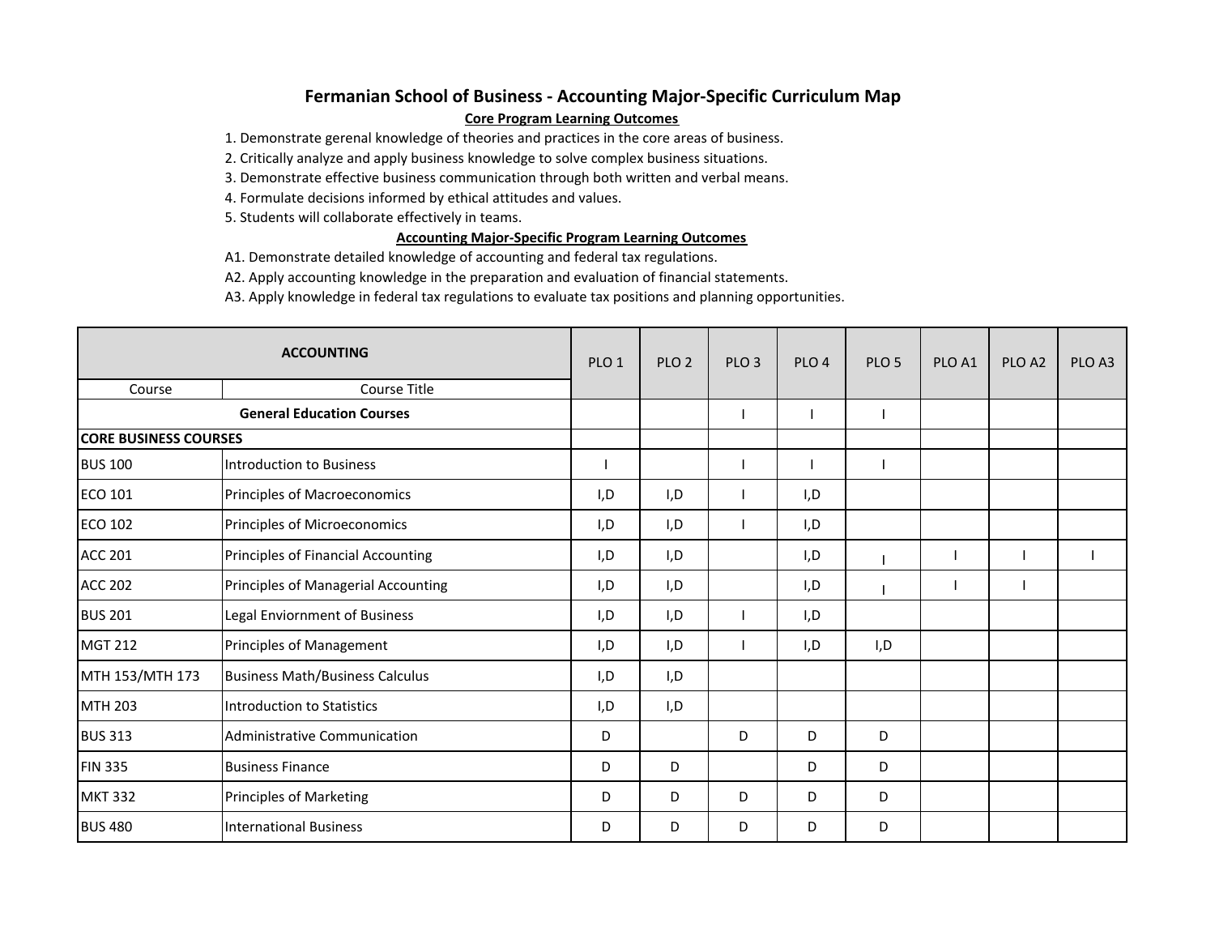# Fermanian School of Business - Accounting Major-Specific Curriculum Map

**Core Program Learning Outcomes**

1. Demonstrate gerenal knowledge of theories and practices in the core areas of business.
2. Critically analyze and apply business knowledge to solve complex business situations.
3. Demonstrate effective business communication through both written and verbal means.
4. Formulate decisions informed by ethical attitudes and values.
5. Students will collaborate effectively in teams.

**Accounting Major-Specific Program Learning Outcomes**

A1. Demonstrate detailed knowledge of accounting and federal tax regulations.
A2. Apply accounting knowledge in the preparation and evaluation of financial statements.
A3. Apply knowledge in federal tax regulations to evaluate tax positions and planning opportunities.

| ACCOUNTING | | PLO 1 | PLO 2 | PLO 3 | PLO 4 | PLO 5 | PLO A1 | PLO A2 | PLO A3 |
|---|---|---|---|---|---|---|---|---|---|
| Course | Course Title | | | | | | | | |
| **General Education Courses** | | | | I | I | I | | | |
| **CORE BUSINESS COURSES** | | | | | | | | | |
| BUS 100 | Introduction to Business | I | | I | I | I | | | |
| ECO 101 | Principles of Macroeconomics | I,D | I,D | I | I,D | | | | |
| ECO 102 | Principles of Microeconomics | I,D | I,D | I | I,D | | | | |
| ACC 201 | Principles of Financial Accounting | I,D | I,D | | I,D | I | I | I | I |
| ACC 202 | Principles of Managerial Accounting | I,D | I,D | | I,D | I | I | I | |
| BUS 201 | Legal Enviornment of Business | I,D | I,D | I | I,D | | | | |
| MGT 212 | Principles of Management | I,D | I,D | I | I,D | I,D | | | |
| MTH 153/MTH 173 | Business Math/Business Calculus | I,D | I,D | | | | | | |
| MTH 203 | Introduction to Statistics | I,D | I,D | | | | | | |
| BUS 313 | Administrative Communication | D | | D | D | D | | | |
| FIN 335 | Business Finance | D | D | | D | D | | | |
| MKT 332 | Principles of Marketing | D | D | D | D | D | | | |
| BUS 480 | International Business | D | D | D | D | D | | | |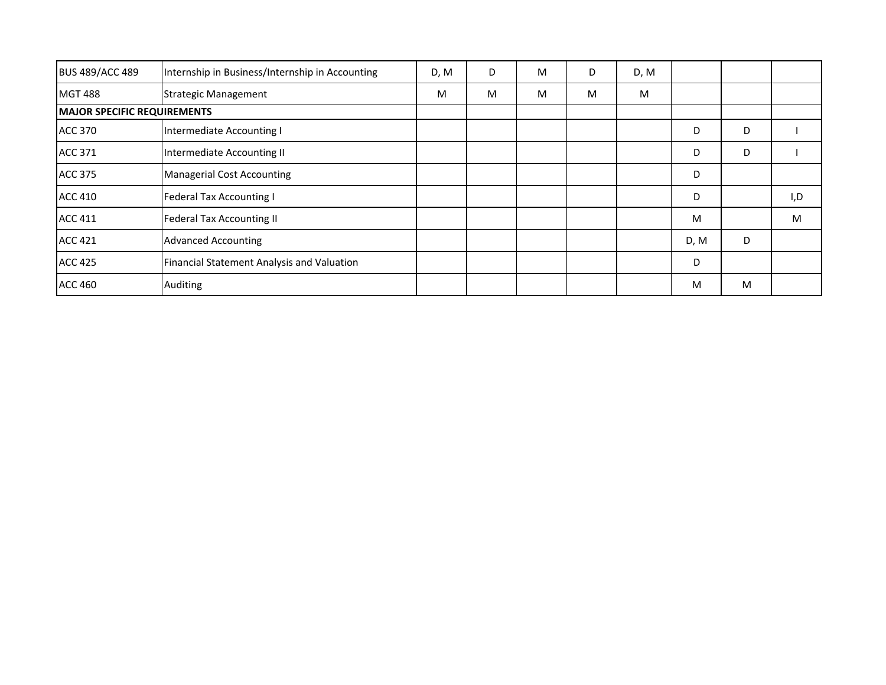| | | | | | | | | | |
|---|---|---|---|---|---|---|---|---|---|
| BUS 489/ACC 489 | Internship in Business/Internship in Accounting | D, M | D | M | D | D, M | | | |
| MGT 488 | Strategic Management | M | M | M | M | M | | | |
| **MAJOR SPECIFIC REQUIREMENTS** | | | | | | | | | |
| ACC 370 | Intermediate Accounting I | | | | | | D | D | I |
| ACC 371 | Intermediate Accounting II | | | | | | D | D | I |
| ACC 375 | Managerial Cost Accounting | | | | | | D | | |
| ACC 410 | Federal Tax Accounting I | | | | | | D | | I,D |
| ACC 411 | Federal Tax Accounting II | | | | | | M | | M |
| ACC 421 | Advanced Accounting | | | | | | D, M | D | |
| ACC 425 | Financial Statement Analysis and Valuation | | | | | | D | | |
| ACC 460 | Auditing | | | | | | M | M | |